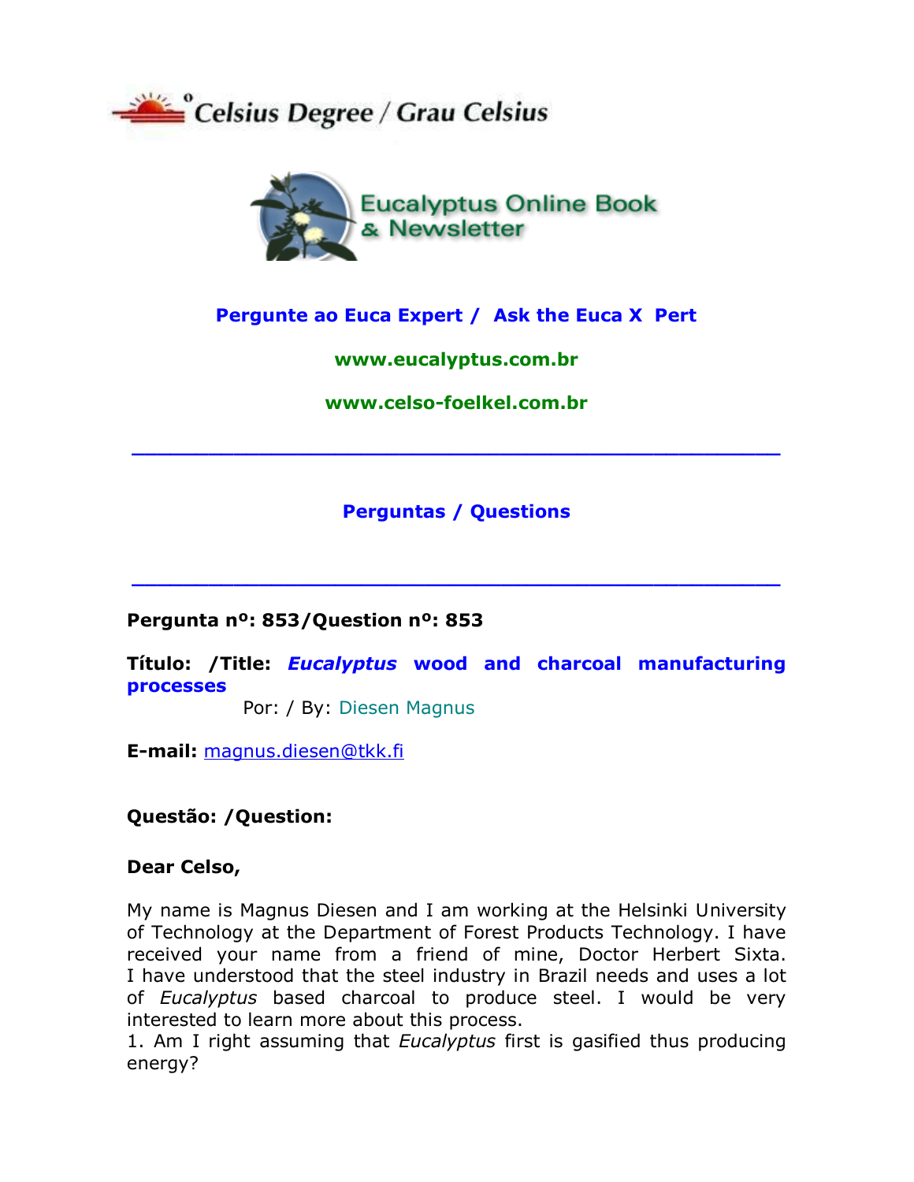°Celsius Degree / Grau Celsius

Eucalyptus Online Book & Newsletter

**Pergunte ao Euca Expert / Ask the Euca X Pert**

**www.eucalyptus.com.br**

**www.celso-foelkel.com.br**

---

**Perguntas / Questions**

---

**Pergunta nº: 853/Question nº: 853**

**Título: /Title: *Eucalyptus* wood and charcoal manufacturing processes**

Por: / By: Diesen Magnus

**E-mail:** magnus.diesen@tkk.fi

**Questão: /Question:**

**Dear Celso,**

My name is Magnus Diesen and I am working at the Helsinki University of Technology at the Department of Forest Products Technology. I have received your name from a friend of mine, Doctor Herbert Sixta. I have understood that the steel industry in Brazil needs and uses a lot of *Eucalyptus* based charcoal to produce steel. I would be very interested to learn more about this process.

1. Am I right assuming that *Eucalyptus* first is gasified thus producing energy?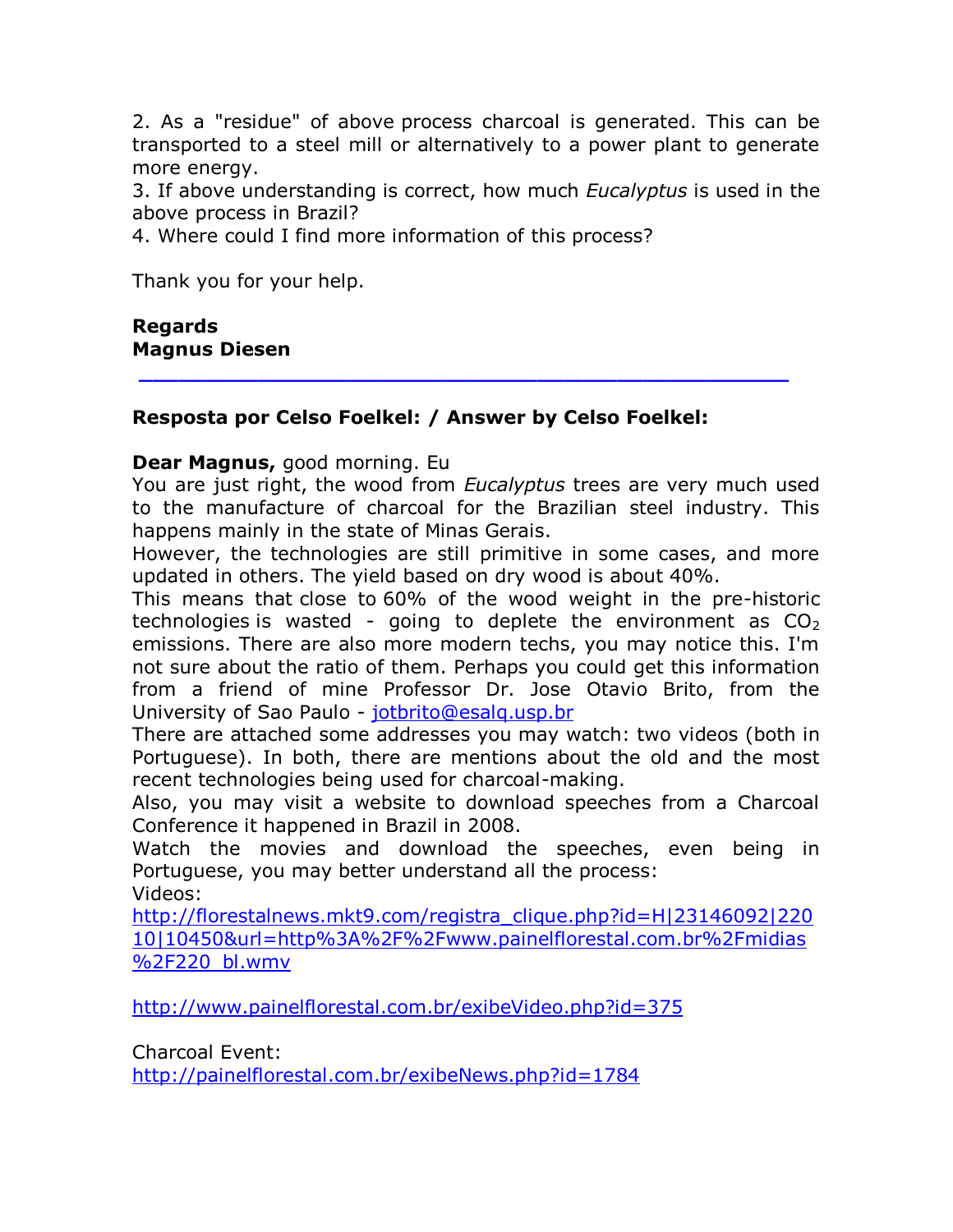2. As a "residue" of above process charcoal is generated. This can be transported to a steel mill or alternatively to a power plant to generate more energy.
3. If above understanding is correct, how much *Eucalyptus* is used in the above process in Brazil?
4. Where could I find more information of this process?

Thank you for your help.

**Regards**
**Magnus Diesen**

---

**Resposta por Celso Foelkel: / Answer by Celso Foelkel:**

**Dear Magnus,** good morning. Eu
You are just right, the wood from *Eucalyptus* trees are very much used to the manufacture of charcoal for the Brazilian steel industry. This happens mainly in the state of Minas Gerais.
However, the technologies are still primitive in some cases, and more updated in others. The yield based on dry wood is about 40%.
This means that close to 60% of the wood weight in the pre-historic technologies is wasted - going to deplete the environment as $CO_2$ emissions. There are also more modern techs, you may notice this. I'm not sure about the ratio of them. Perhaps you could get this information from a friend of mine Professor Dr. Jose Otavio Brito, from the University of Sao Paulo - jotbrito@esalq.usp.br
There are attached some addresses you may watch: two videos (both in Portuguese). In both, there are mentions about the old and the most recent technologies being used for charcoal-making.
Also, you may visit a website to download speeches from a Charcoal Conference it happened in Brazil in 2008.
Watch the movies and download the speeches, even being in Portuguese, you may better understand all the process:
Videos:
http://florestalnews.mkt9.com/registra_clique.php?id=H|23146092|22010|10450&url=http%3A%2F%2Fwww.painelflorestal.com.br%2Fmidias%2F220_bl.wmv

http://www.painelflorestal.com.br/exibeVideo.php?id=375

Charcoal Event:
http://painelflorestal.com.br/exibeNews.php?id=1784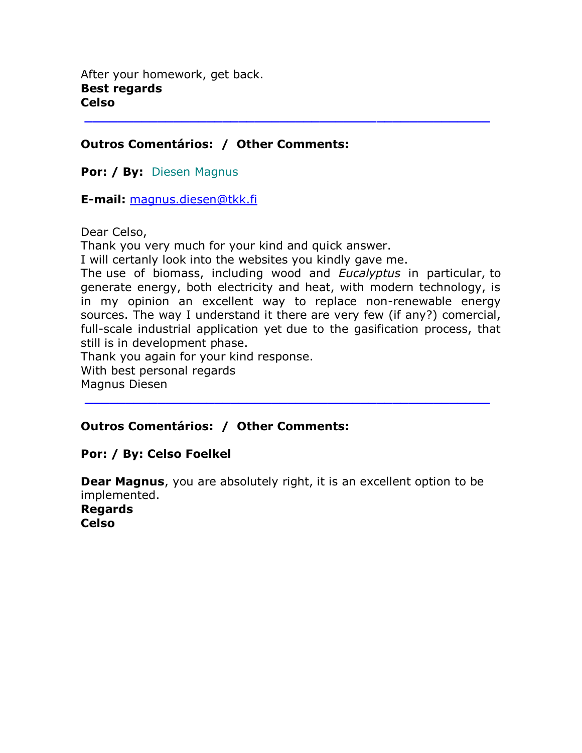After your homework, get back.
**Best regards**
**Celso**

---

**Outros Comentários: / Other Comments:**

**Por: / By:** Diesen Magnus

**E-mail:** magnus.diesen@tkk.fi

Dear Celso,
Thank you very much for your kind and quick answer.
I will certanly look into the websites you kindly gave me.
The use of biomass, including wood and *Eucalyptus* in particular, to generate energy, both electricity and heat, with modern technology, is in my opinion an excellent way to replace non-renewable energy sources. The way I understand it there are very few (if any?) comercial, full-scale industrial application yet due to the gasification process, that still is in development phase.
Thank you again for your kind response.
With best personal regards
Magnus Diesen

---

**Outros Comentários: / Other Comments:**

**Por: / By: Celso Foelkel**

**Dear Magnus**, you are absolutely right, it is an excellent option to be implemented.
**Regards**
**Celso**